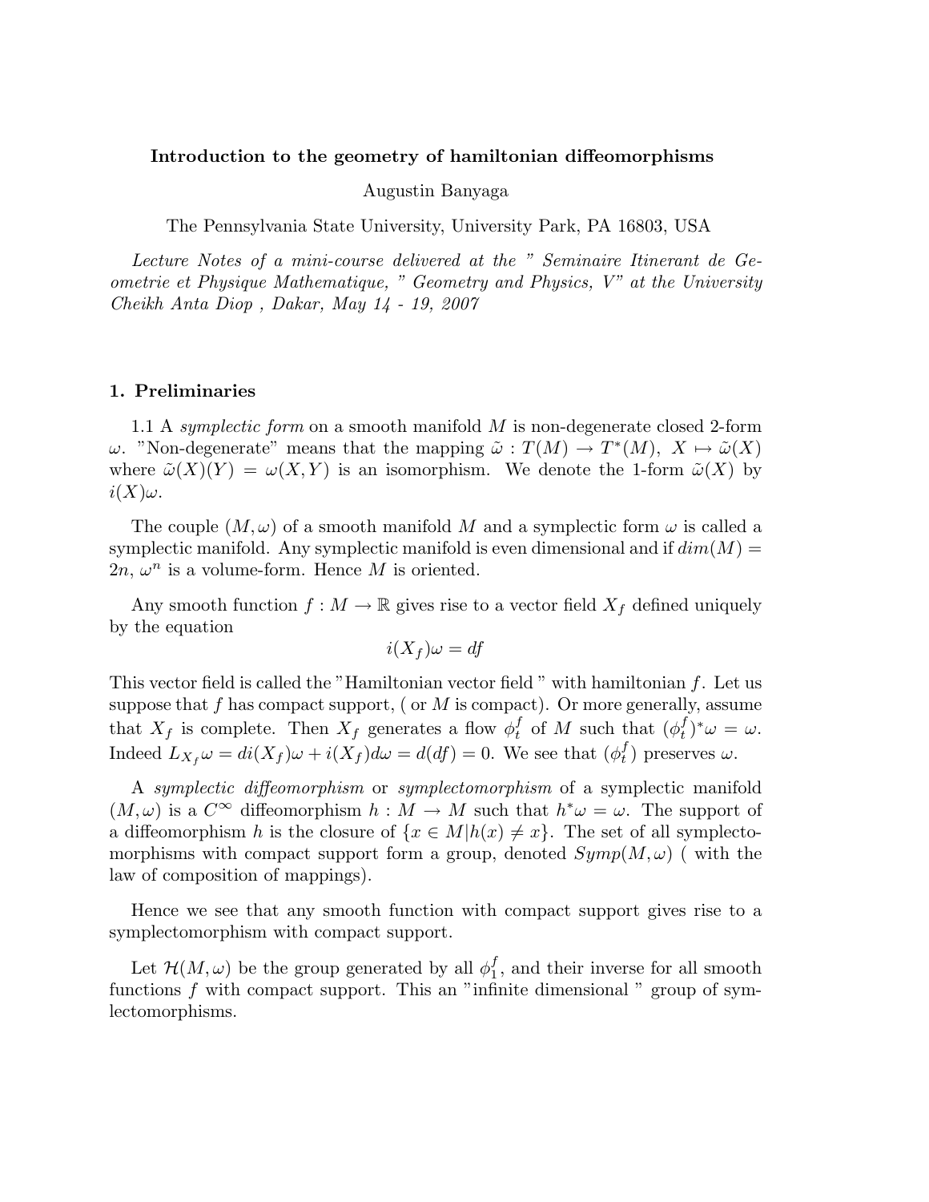**Introduction to the geometry of hamiltonian diffeomorphisms**

Augustin Banyaga

The Pennsylvania State University, University Park, PA 16803, USA

*Lecture Notes of a mini-course delivered at the " Seminaire Itinerant de Geometrie et Physique Mathematique, " Geometry and Physics, V" at the University Cheikh Anta Diop , Dakar, May 14 - 19, 2007*

## 1. Preliminaries

1.1 A *symplectic form* on a smooth manifold $M$ is non-degenerate closed 2-form $\omega$. "Non-degenerate" means that the mapping $\tilde{\omega} : T(M) \to T^*(M),\ X \mapsto \tilde{\omega}(X)$ where $\tilde{\omega}(X)(Y) = \omega(X, Y)$ is an isomorphism. We denote the 1-form $\tilde{\omega}(X)$ by $i(X)\omega$.

The couple $(M, \omega)$ of a smooth manifold $M$ and a symplectic form $\omega$ is called a symplectic manifold. Any symplectic manifold is even dimensional and if $dim(M) = 2n$, $\omega^n$ is a volume-form. Hence $M$ is oriented.

Any smooth function $f : M \to \mathbb{R}$ gives rise to a vector field $X_f$ defined uniquely by the equation

$$i(X_f)\omega = df$$

This vector field is called the "Hamiltonian vector field " with hamiltonian $f$. Let us suppose that $f$ has compact support, ( or $M$ is compact). Or more generally, assume that $X_f$ is complete. Then $X_f$ generates a flow $\phi_t^f$ of $M$ such that $(\phi_t^f)^*\omega = \omega$. Indeed $L_{X_f}\omega = di(X_f)\omega + i(X_f)d\omega = d(df) = 0$. We see that $(\phi_t^f)$ preserves $\omega$.

A *symplectic diffeomorphism* or *symplectomorphism* of a symplectic manifold $(M, \omega)$ is a $C^\infty$ diffeomorphism $h : M \to M$ such that $h^*\omega = \omega$. The support of a diffeomorphism $h$ is the closure of $\{x \in M | h(x) \neq x\}$. The set of all symplectomorphisms with compact support form a group, denoted $Symp(M, \omega)$ ( with the law of composition of mappings).

Hence we see that any smooth function with compact support gives rise to a symplectomorphism with compact support.

Let $\mathcal{H}(M, \omega)$ be the group generated by all $\phi_1^f$, and their inverse for all smooth functions $f$ with compact support. This an "infinite dimensional " group of symlectomorphisms.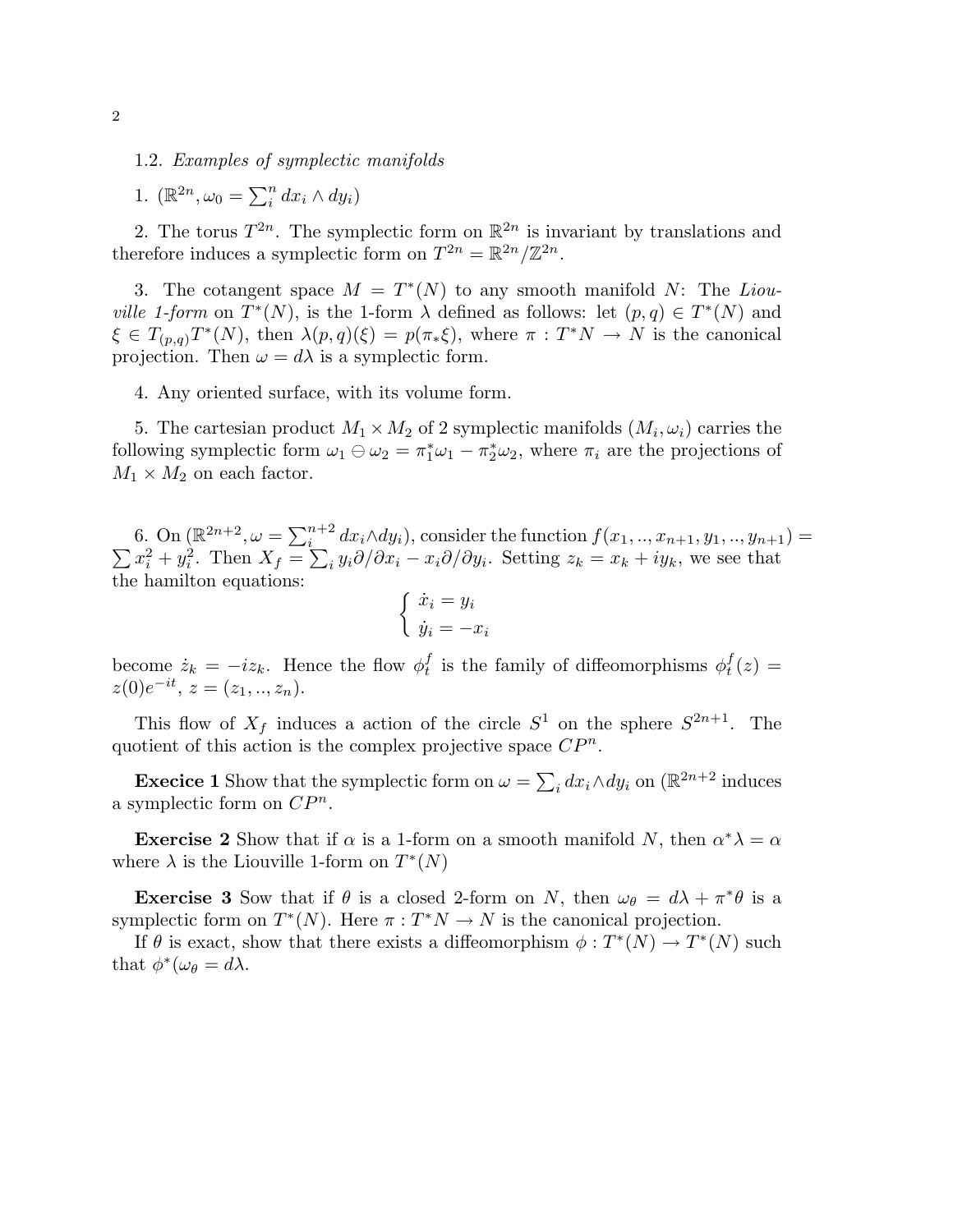1.2. *Examples of symplectic manifolds*

1. $(\mathbb{R}^{2n}, \omega_0 = \sum_i^n dx_i \wedge dy_i)$

2. The torus $T^{2n}$. The symplectic form on $\mathbb{R}^{2n}$ is invariant by translations and therefore induces a symplectic form on $T^{2n} = \mathbb{R}^{2n}/\mathbb{Z}^{2n}$.

3. The cotangent space $M = T^*(N)$ to any smooth manifold $N$: The *Liouville 1-form* on $T^*(N)$, is the 1-form $\lambda$ defined as follows: let $(p, q) \in T^*(N)$ and $\xi \in T_{(p,q)}T^*(N)$, then $\lambda(p, q)(\xi) = p(\pi_* \xi)$, where $\pi : T^*N \to N$ is the canonical projection. Then $\omega = d\lambda$ is a symplectic form.

4. Any oriented surface, with its volume form.

5. The cartesian product $M_1 \times M_2$ of 2 symplectic manifolds $(M_i, \omega_i)$ carries the following symplectic form $\omega_1 \ominus \omega_2 = \pi_1^*\omega_1 - \pi_2^*\omega_2$, where $\pi_i$ are the projections of $M_1 \times M_2$ on each factor.

6. On $(\mathbb{R}^{2n+2}, \omega = \sum_i^{n+2} dx_i \wedge dy_i)$, consider the function $f(x_1, .., x_{n+1}, y_1, .., y_{n+1}) = \sum x_i^2 + y_i^2$. Then $X_f = \sum_i y_i \partial/\partial x_i - x_i \partial/\partial y_i$. Setting $z_k = x_k + iy_k$, we see that the hamilton equations:

$$\begin{cases} \dot{x}_i = y_i \\ \dot{y}_i = -x_i \end{cases}$$

become $\dot{z}_k = -iz_k$. Hence the flow $\phi_t^f$ is the family of diffeomorphisms $\phi_t^f(z) = z(0)e^{-it}$, $z = (z_1, .., z_n)$.

This flow of $X_f$ induces a action of the circle $S^1$ on the sphere $S^{2n+1}$. The quotient of this action is the complex projective space $CP^n$.

**Execice 1** Show that the symplectic form on $\omega = \sum_i dx_i \wedge dy_i$ on $(\mathbb{R}^{2n+2}$ induces a symplectic form on $CP^n$.

**Exercise 2** Show that if $\alpha$ is a 1-form on a smooth manifold $N$, then $\alpha^*\lambda = \alpha$ where $\lambda$ is the Liouville 1-form on $T^*(N)$

**Exercise 3** Sow that if $\theta$ is a closed 2-form on $N$, then $\omega_\theta = d\lambda + \pi^*\theta$ is a symplectic form on $T^*(N)$. Here $\pi : T^*N \to N$ is the canonical projection.

If $\theta$ is exact, show that there exists a diffeomorphism $\phi : T^*(N) \to T^*(N)$ such that $\phi^*(\omega_\theta = d\lambda$.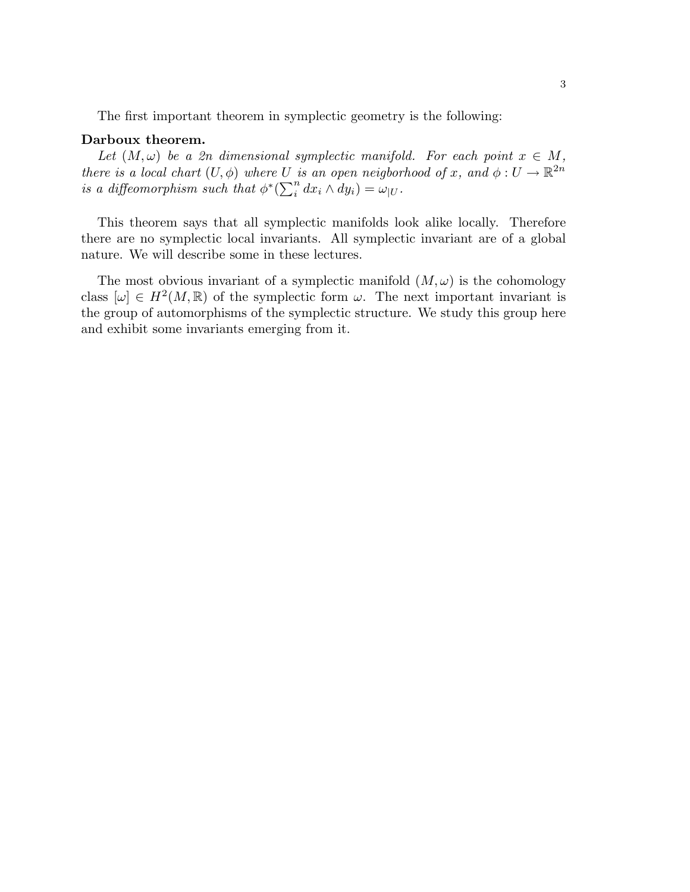The first important theorem in symplectic geometry is the following:

**Darboux theorem.**

*Let $(M, \omega)$ be a $2n$ dimensional symplectic manifold. For each point $x \in M$, there is a local chart $(U, \phi)$ where $U$ is an open neigborhood of $x$, and $\phi : U \to \mathbb{R}^{2n}$ is a diffeomorphism such that $\phi^*(\sum_i^n dx_i \wedge dy_i) = \omega_{|U}$.*

This theorem says that all symplectic manifolds look alike locally. Therefore there are no symplectic local invariants. All symplectic invariant are of a global nature. We will describe some in these lectures.

The most obvious invariant of a symplectic manifold $(M, \omega)$ is the cohomology class $[\omega] \in H^2(M, \mathbb{R})$ of the symplectic form $\omega$. The next important invariant is the group of automorphisms of the symplectic structure. We study this group here and exhibit some invariants emerging from it.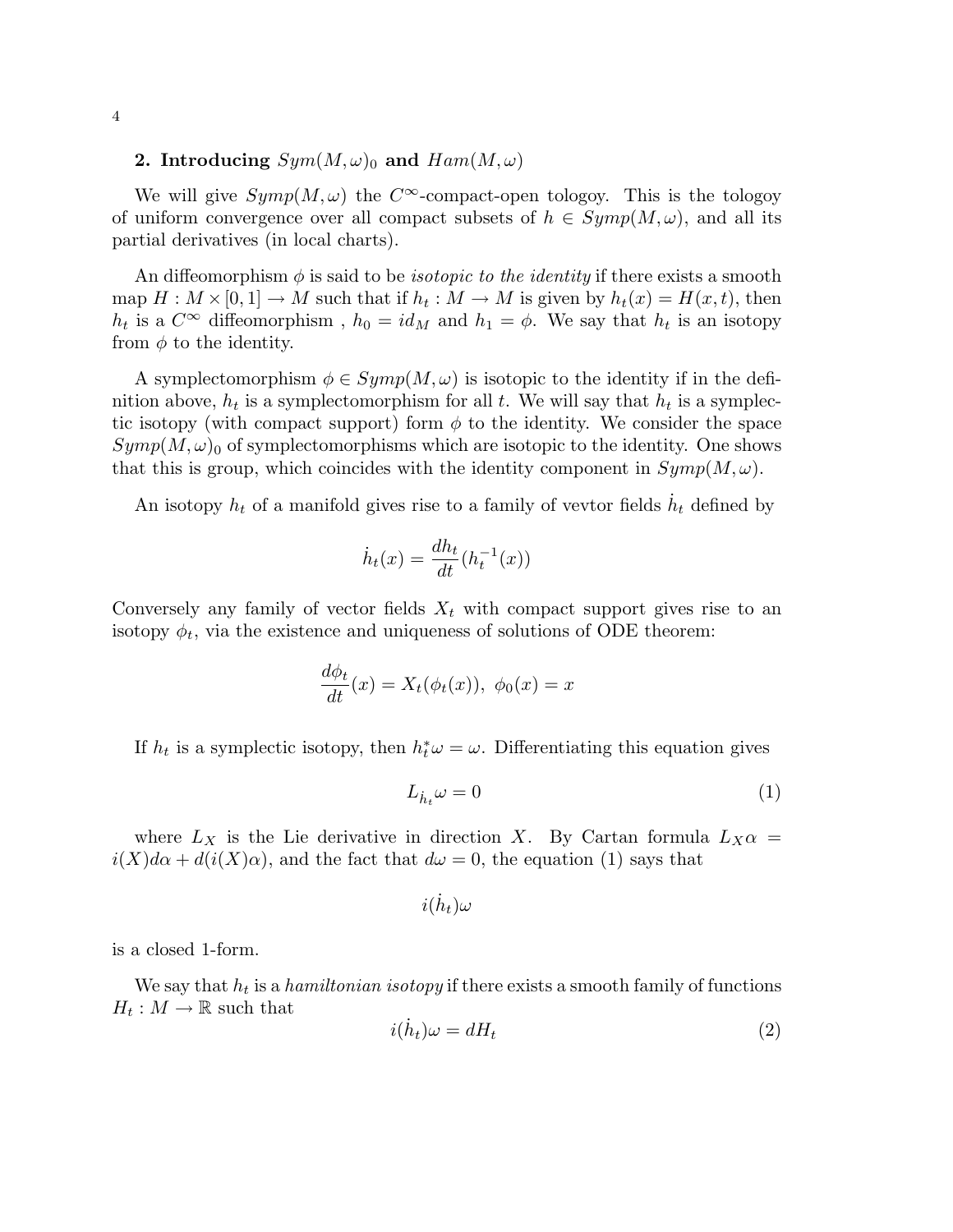## 2. Introducing $Sym(M,\omega)_0$ and $Ham(M,\omega)$

We will give $Symp(M,\omega)$ the $C^\infty$-compact-open tologoy. This is the tologoy of uniform convergence over all compact subsets of $h \in Symp(M,\omega)$, and all its partial derivatives (in local charts).

An diffeomorphism $\phi$ is said to be *isotopic to the identity* if there exists a smooth map $H : M \times [0,1] \to M$ such that if $h_t : M \to M$ is given by $h_t(x) = H(x,t)$, then $h_t$ is a $C^\infty$ diffeomorphism , $h_0 = id_M$ and $h_1 = \phi$. We say that $h_t$ is an isotopy from $\phi$ to the identity.

A symplectomorphism $\phi \in Symp(M,\omega)$ is isotopic to the identity if in the definition above, $h_t$ is a symplectomorphism for all $t$. We will say that $h_t$ is a symplectic isotopy (with compact support) form $\phi$ to the identity. We consider the space $Symp(M,\omega)_0$ of symplectomorphisms which are isotopic to the identity. One shows that this is group, which coincides with the identity component in $Symp(M,\omega)$.

An isotopy $h_t$ of a manifold gives rise to a family of vevtor fields $\dot{h}_t$ defined by

$$\dot{h}_t(x) = \frac{dh_t}{dt}(h_t^{-1}(x))$$

Conversely any family of vector fields $X_t$ with compact support gives rise to an isotopy $\phi_t$, via the existence and uniqueness of solutions of ODE theorem:

$$\frac{d\phi_t}{dt}(x) = X_t(\phi_t(x)),\ \phi_0(x) = x$$

If $h_t$ is a symplectic isotopy, then $h_t^*\omega = \omega$. Differentiating this equation gives

$$L_{\dot{h}_t}\omega = 0 \tag{1}$$

where $L_X$ is the Lie derivative in direction $X$. By Cartan formula $L_X\alpha = i(X)d\alpha + d(i(X)\alpha)$, and the fact that $d\omega = 0$, the equation (1) says that

$$i(\dot{h}_t)\omega$$

is a closed 1-form.

We say that $h_t$ is a *hamiltonian isotopy* if there exists a smooth family of functions $H_t : M \to \mathbb{R}$ such that

$$i(\dot{h}_t)\omega = dH_t \tag{2}$$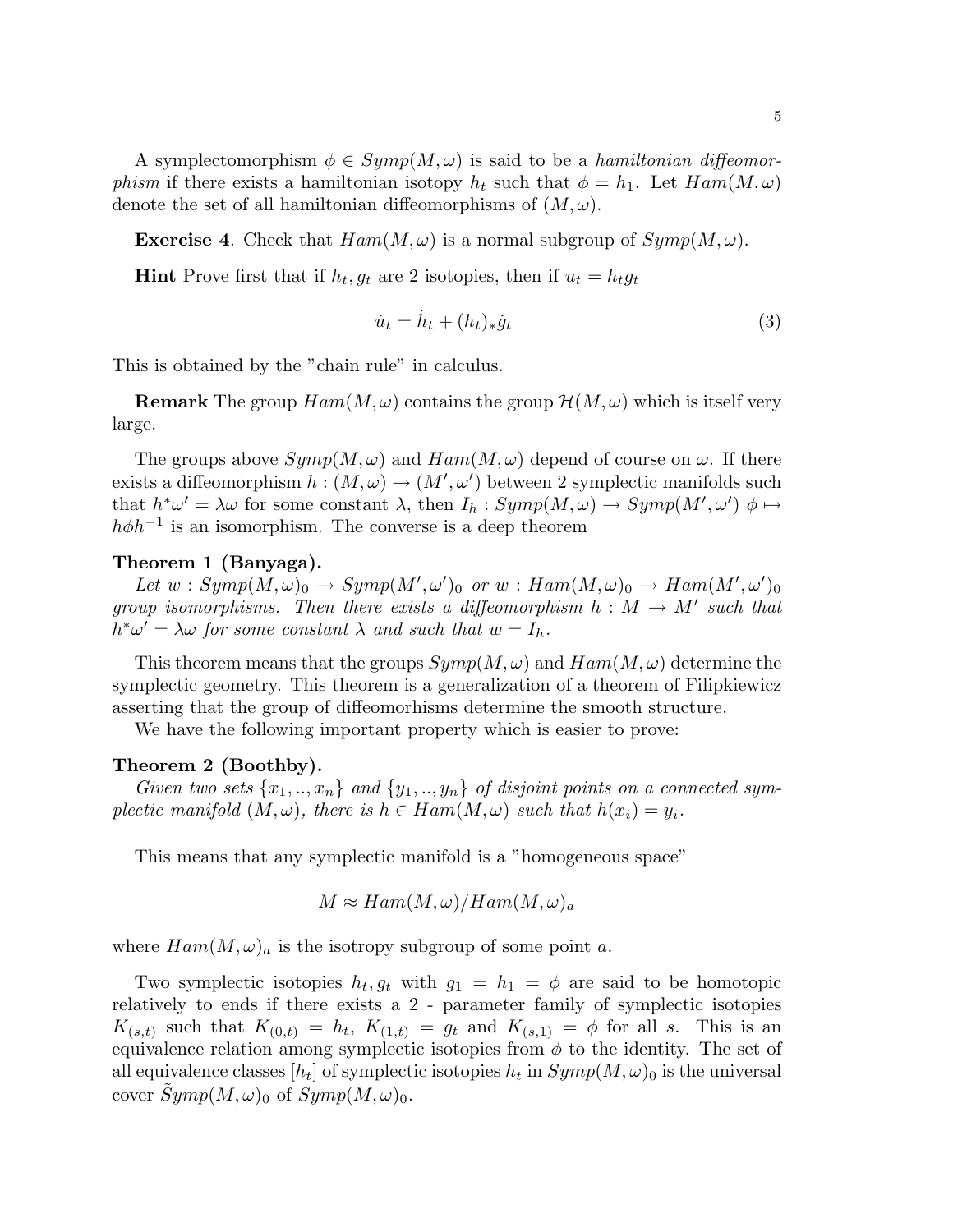A symplectomorphism $\phi \in Symp(M, \omega)$ is said to be a *hamiltonian diffeomorphism* if there exists a hamiltonian isotopy $h_t$ such that $\phi = h_1$. Let $Ham(M, \omega)$ denote the set of all hamiltonian diffeomorphisms of $(M, \omega)$.

**Exercise 4**. Check that $Ham(M, \omega)$ is a normal subgroup of $Symp(M, \omega)$.

**Hint** Prove first that if $h_t, g_t$ are 2 isotopies, then if $u_t = h_t g_t$

$$\dot{u}_t = \dot{h}_t + (h_t)_* \dot{g}_t \tag{3}$$

This is obtained by the "chain rule" in calculus.

**Remark** The group $Ham(M, \omega)$ contains the group $\mathcal{H}(M, \omega)$ which is itself very large.

The groups above $Symp(M, \omega)$ and $Ham(M, \omega)$ depend of course on $\omega$. If there exists a diffeomorphism $h : (M, \omega) \to (M', \omega')$ between 2 symplectic manifolds such that $h^*\omega' = \lambda\omega$ for some constant $\lambda$, then $I_h : Symp(M, \omega) \to Symp(M', \omega')$ $\phi \mapsto h\phi h^{-1}$ is an isomorphism. The converse is a deep theorem

**Theorem 1 (Banyaga).**
*Let $w : Symp(M, \omega)_0 \to Symp(M', \omega')_0$ or $w : Ham(M, \omega)_0 \to Ham(M', \omega')_0$ group isomorphisms. Then there exists a diffeomorphism $h : M \to M'$ such that $h^*\omega' = \lambda\omega$ for some constant $\lambda$ and such that $w = I_h$.*

This theorem means that the groups $Symp(M, \omega)$ and $Ham(M, \omega)$ determine the symplectic geometry. This theorem is a generalization of a theorem of Filipkiewicz asserting that the group of diffeomorhisms determine the smooth structure.

We have the following important property which is easier to prove:

**Theorem 2 (Boothby).**
*Given two sets $\{x_1, .., x_n\}$ and $\{y_1, .., y_n\}$ of disjoint points on a connected symplectic manifold $(M, \omega)$, there is $h \in Ham(M, \omega)$ such that $h(x_i) = y_i$.*

This means that any symplectic manifold is a "homogeneous space"

$$M \approx Ham(M, \omega)/Ham(M, \omega)_a$$

where $Ham(M, \omega)_a$ is the isotropy subgroup of some point $a$.

Two symplectic isotopies $h_t, g_t$ with $g_1 = h_1 = \phi$ are said to be homotopic relatively to ends if there exists a 2 - parameter family of symplectic isotopies $K_{(s,t)}$ such that $K_{(0,t)} = h_t$, $K_{(1,t)} = g_t$ and $K_{(s,1)} = \phi$ for all $s$. This is an equivalence relation among symplectic isotopies from $\phi$ to the identity. The set of all equivalence classes $[h_t]$ of symplectic isotopies $h_t$ in $Symp(M, \omega)_0$ is the universal cover $\tilde{S}ymp(M, \omega)_0$ of $Symp(M, \omega)_0$.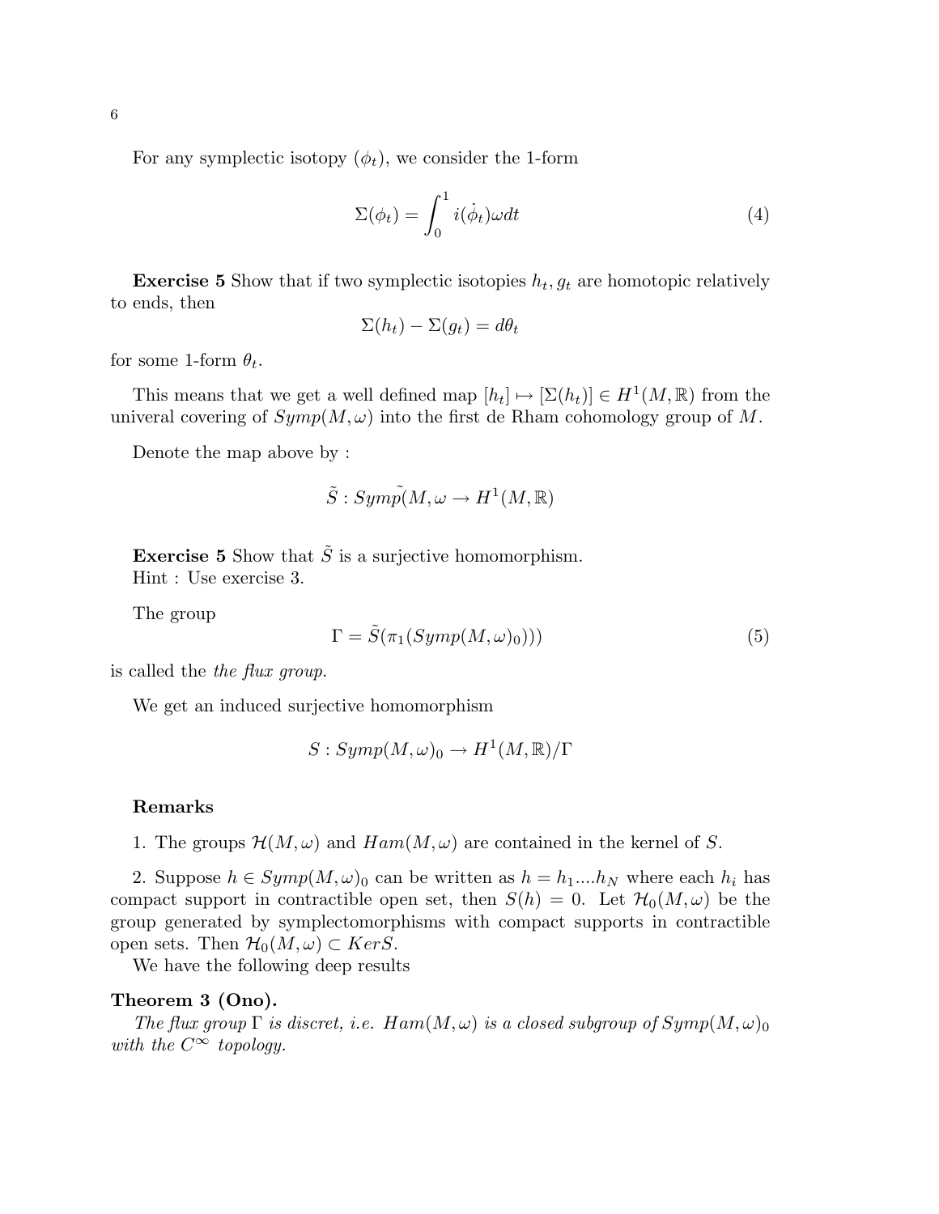For any symplectic isotopy $(\phi_t)$, we consider the 1-form

$$\Sigma(\phi_t) = \int_0^1 i(\dot{\phi}_t)\omega dt \tag{4}$$

**Exercise 5** Show that if two symplectic isotopies $h_t, g_t$ are homotopic relatively to ends, then

$$\Sigma(h_t) - \Sigma(g_t) = d\theta_t$$

for some 1-form $\theta_t$.

This means that we get a well defined map $[h_t] \mapsto [\Sigma(h_t)] \in H^1(M, \mathbb{R})$ from the univeral covering of $Symp(M, \omega)$ into the first de Rham cohomology group of $M$.

Denote the map above by :

$$\tilde{S} : Sym\tilde{p}(M, \omega \to H^1(M, \mathbb{R})$$

**Exercise 5** Show that $\tilde{S}$ is a surjective homomorphism.
Hint : Use exercise 3.

The group

$$\Gamma = \tilde{S}(\pi_1(Symp(M, \omega)_0))) \tag{5}$$

is called the *the flux group*.

We get an induced surjective homomorphism

$$S : Symp(M, \omega)_0 \to H^1(M, \mathbb{R})/\Gamma$$

**Remarks**

1. The groups $\mathcal{H}(M, \omega)$ and $Ham(M, \omega)$ are contained in the kernel of $S$.

2. Suppose $h \in Symp(M, \omega)_0$ can be written as $h = h_1....h_N$ where each $h_i$ has compact support in contractible open set, then $S(h) = 0$. Let $\mathcal{H}_0(M, \omega)$ be the group generated by symplectomorphisms with compact supports in contractible open sets. Then $\mathcal{H}_0(M, \omega) \subset KerS$.

We have the following deep results

**Theorem 3 (Ono).**
*The flux group $\Gamma$ is discret, i.e. $Ham(M, \omega)$ is a closed subgroup of $Symp(M, \omega)_0$ with the $C^\infty$ topology.*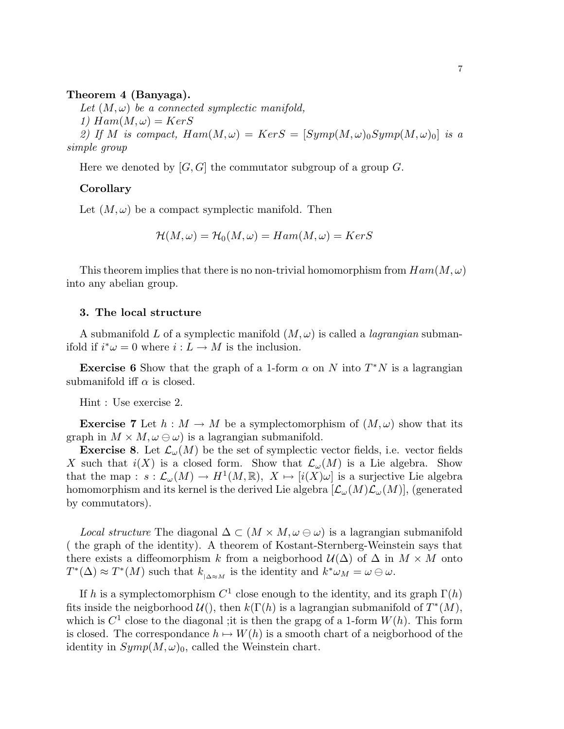**Theorem 4 (Banyaga).**

*Let $(M, \omega)$ be a connected symplectic manifold,*

*1) $Ham(M, \omega) = KerS$*

*2) If $M$ is compact, $Ham(M, \omega) = KerS = [Symp(M, \omega)_0 Symp(M, \omega)_0]$ is a simple group*

Here we denoted by $[G, G]$ the commutator subgroup of a group $G$.

**Corollary**

Let $(M, \omega)$ be a compact symplectic manifold. Then

$$\mathcal{H}(M, \omega) = \mathcal{H}_0(M, \omega) = Ham(M, \omega) = KerS$$

This theorem implies that there is no non-trivial homomorphism from $Ham(M, \omega)$ into any abelian group.

## 3. The local structure

A submanifold $L$ of a symplectic manifold $(M, \omega)$ is called a *lagrangian* submanifold if $i^*\omega = 0$ where $i : L \to M$ is the inclusion.

**Exercise 6** Show that the graph of a 1-form $\alpha$ on $N$ into $T^*N$ is a lagrangian submanifold iff $\alpha$ is closed.

Hint : Use exercise 2.

**Exercise 7** Let $h : M \to M$ be a symplectomorphism of $(M, \omega)$ show that its graph in $M \times M, \omega \ominus \omega)$ is a lagrangian submanifold.

**Exercise 8**. Let $\mathcal{L}_\omega(M)$ be the set of symplectic vector fields, i.e. vector fields $X$ such that $i(X)$ is a closed form. Show that $\mathcal{L}_\omega(M)$ is a Lie algebra. Show that the map : $s : \mathcal{L}_\omega(M) \to H^1(M, \mathbb{R}),\ X \mapsto [i(X)\omega]$ is a surjective Lie algebra homomorphism and its kernel is the derived Lie algebra $[\mathcal{L}_\omega(M)\mathcal{L}_\omega(M)]$, (generated by commutators).

*Local structure* The diagonal $\Delta \subset (M \times M, \omega \ominus \omega)$ is a lagrangian submanifold ( the graph of the identity). A theorem of Kostant-Sternberg-Weinstein says that there exists a diffeomorphism $k$ from a neigborhood $\mathcal{U}(\Delta)$ of $\Delta$ in $M \times M$ onto $T^*(\Delta) \approx T^*(M)$ such that $k_{|\Delta \approx M}$ is the identity and $k^*\omega_M = \omega \ominus \omega$.

If $h$ is a symplectomorphism $C^1$ close enough to the identity, and its graph $\Gamma(h)$ fits inside the neigborhood $\mathcal{U}()$, then $k(\Gamma(h)$ is a lagrangian submanifold of $T^*(M)$, which is $C^1$ close to the diagonal ;it is then the grapg of a 1-form $W(h)$. This form is closed. The correspondance $h \mapsto W(h)$ is a smooth chart of a neigborhood of the identity in $Symp(M, \omega)_0$, called the Weinstein chart.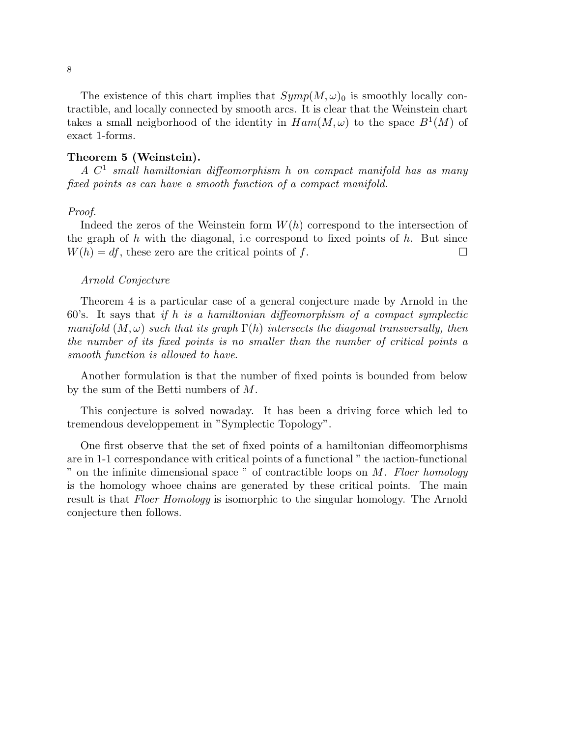The existence of this chart implies that $Symp(M, \omega)_0$ is smoothly locally contractible, and locally connected by smooth arcs. It is clear that the Weinstein chart takes a small neigborhood of the identity in $Ham(M, \omega)$ to the space $B^1(M)$ of exact 1-forms.

**Theorem 5 (Weinstein).**

*A $C^1$ small hamiltonian diffeomorphism $h$ on compact manifold has as many fixed points as can have a smooth function of a compact manifold.*

*Proof.*

Indeed the zeros of the Weinstein form $W(h)$ correspond to the intersection of the graph of $h$ with the diagonal, i.e correspond to fixed points of $h$. But since $W(h) = df$, these zero are the critical points of $f$. □

*Arnold Conjecture*

Theorem 4 is a particular case of a general conjecture made by Arnold in the 60's. It says that *if $h$ is a hamiltonian diffeomorphism of a compact symplectic manifold $(M, \omega)$ such that its graph $\Gamma(h)$ intersects the diagonal transversally, then the number of its fixed points is no smaller than the number of critical points a smooth function is allowed to have.*

Another formulation is that the number of fixed points is bounded from below by the sum of the Betti numbers of $M$.

This conjecture is solved nowaday. It has been a driving force which led to tremendous developpement in "Symplectic Topology".

One first observe that the set of fixed points of a hamiltonian diffeomorphisms are in 1-1 correspondance with critical points of a functional " the ıaction-functional " on the infinite dimensional space " of contractible loops on $M$. *Floer homology* is the homology whoee chains are generated by these critical points. The main result is that *Floer Homology* is isomorphic to the singular homology. The Arnold conjecture then follows.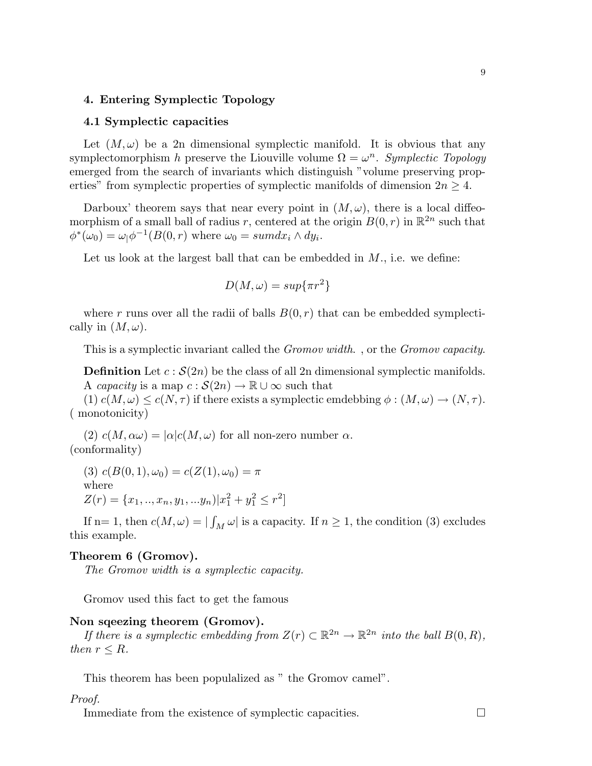### 4. Entering Symplectic Topology

### 4.1 Symplectic capacities

Let $(M, \omega)$ be a 2n dimensional symplectic manifold. It is obvious that any symplectomorphism $h$ preserve the Liouville volume $\Omega = \omega^n$. *Symplectic Topology* emerged from the search of invariants which distinguish "volume preserving properties" from symplectic properties of symplectic manifolds of dimension $2n \geq 4$.

Darboux' theorem says that near every point in $(M, \omega)$, there is a local diffeomorphism of a small ball of radius $r$, centered at the origin $B(0, r)$ in $\mathbb{R}^{2n}$ such that $\phi^*(\omega_0) = \omega_| \phi^{-1}(B(0, r)$ where $\omega_0 = sumdx_i \wedge dy_i$.

Let us look at the largest ball that can be embedded in $M$., i.e. we define:

$$D(M, \omega) = sup\{\pi r^2\}$$

where $r$ runs over all the radii of balls $B(0, r)$ that can be embedded symplectically in $(M, \omega)$.

This is a symplectic invariant called the *Gromov width*. , or the *Gromov capacity*.

**Definition** Let $c : \mathcal{S}(2n)$ be the class of all 2n dimensional symplectic manifolds.
A *capacity* is a map $c : \mathcal{S}(2n) \to \mathbb{R} \cup \infty$ such that
(1) $c(M, \omega) \leq c(N, \tau)$ if there exists a symplectic emdebbing $\phi : (M, \omega) \to (N, \tau)$. ( monotonicity)

(2) $c(M, \alpha\omega) = |\alpha| c(M, \omega)$ for all non-zero number $\alpha$.
(conformality)

(3) $c(B(0, 1), \omega_0) = c(Z(1), \omega_0) = \pi$
where
$Z(r) = \{x_1, .., x_n, y_1, ...y_n)| x_1^2 + y_1^2 \leq r^2]$

If n= 1, then $c(M, \omega) = |\int_M \omega|$ is a capacity. If $n \geq 1$, the condition (3) excludes this example.

**Theorem 6 (Gromov).**
*The Gromov width is a symplectic capacity.*

Gromov used this fact to get the famous

**Non sqeezing theorem (Gromov).**
*If there is a symplectic embedding from $Z(r) \subset \mathbb{R}^{2n} \to \mathbb{R}^{2n}$ into the ball $B(0, R)$, then $r \leq R$.*

This theorem has been populalized as " the Gromov camel".

*Proof.*
Immediate from the existence of symplectic capacities. □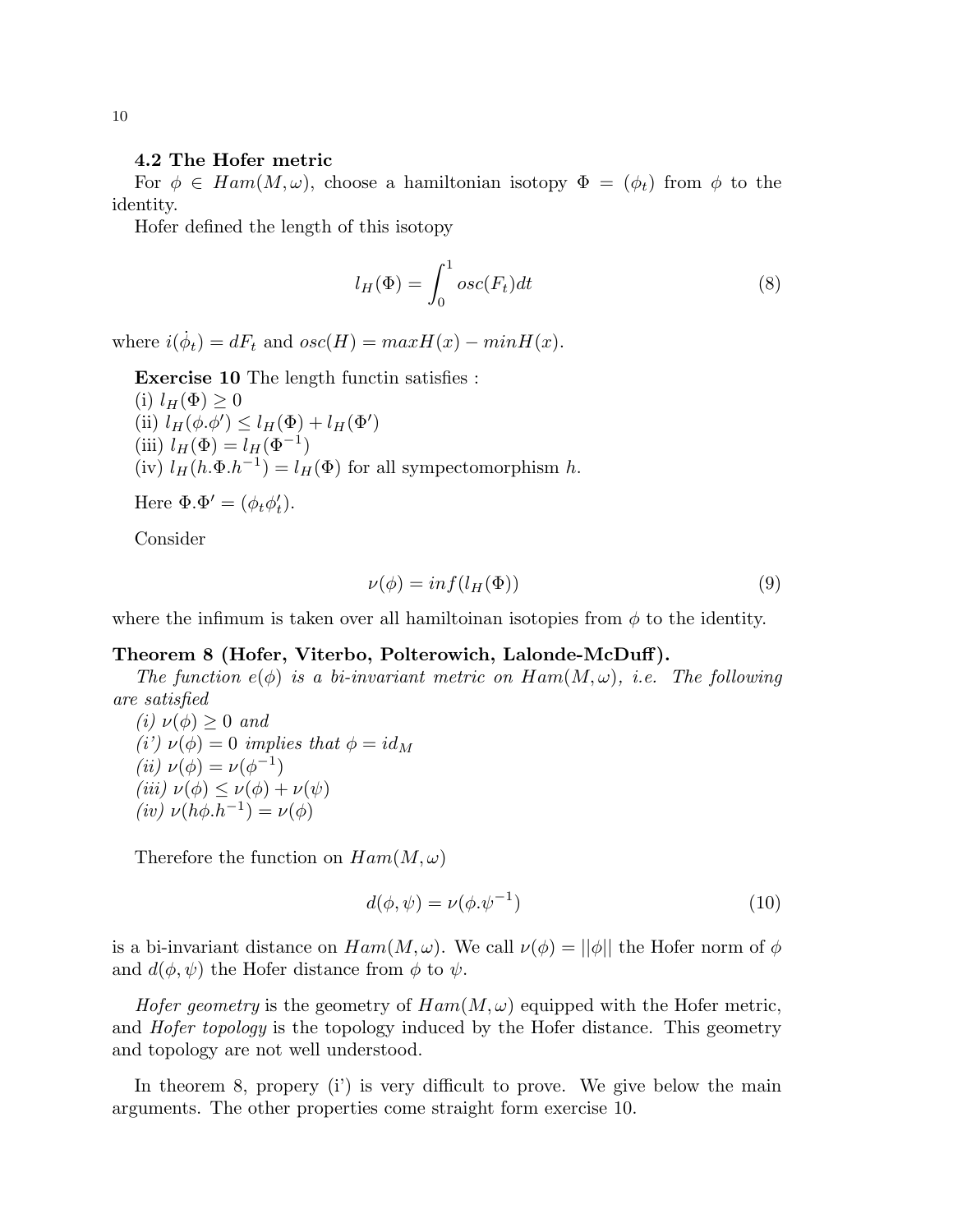### 4.2 The Hofer metric

For $\phi \in Ham(M,\omega)$, choose a hamiltonian isotopy $\Phi = (\phi_t)$ from $\phi$ to the identity.

Hofer defined the length of this isotopy

$$l_H(\Phi) = \int_0^1 osc(F_t)dt \tag{8}$$

where $i(\dot{\phi}_t) = dF_t$ and $osc(H) = maxH(x) - minH(x)$.

**Exercise 10** The length functin satisfies :
(i) $l_H(\Phi) \geq 0$
(ii) $l_H(\phi.\phi') \leq l_H(\Phi) + l_H(\Phi')$
(iii) $l_H(\Phi) = l_H(\Phi^{-1})$
(iv) $l_H(h.\Phi.h^{-1}) = l_H(\Phi)$ for all sympectomorphism $h$.

Here $\Phi.\Phi' = (\phi_t\phi'_t)$.

Consider

$$\nu(\phi) = inf(l_H(\Phi)) \tag{9}$$

where the infimum is taken over all hamiltoinan isotopies from $\phi$ to the identity.

**Theorem 8 (Hofer, Viterbo, Polterowich, Lalonde-McDuff).**
*The function $e(\phi)$ is a bi-invariant metric on $Ham(M,\omega)$, i.e. The following are satisfied*
*(i) $\nu(\phi) \geq 0$ and*
*(i') $\nu(\phi) = 0$ implies that $\phi = id_M$*
*(ii) $\nu(\phi) = \nu(\phi^{-1})$*
*(iii) $\nu(\phi) \leq \nu(\phi) + \nu(\psi)$*
*(iv) $\nu(h\phi.h^{-1}) = \nu(\phi)$*

Therefore the function on $Ham(M,\omega)$

$$d(\phi,\psi) = \nu(\phi.\psi^{-1}) \tag{10}$$

is a bi-invariant distance on $Ham(M,\omega)$. We call $\nu(\phi) = ||\phi||$ the Hofer norm of $\phi$ and $d(\phi,\psi)$ the Hofer distance from $\phi$ to $\psi$.

*Hofer geometry* is the geometry of $Ham(M,\omega)$ equipped with the Hofer metric, and *Hofer topology* is the topology induced by the Hofer distance. This geometry and topology are not well understood.

In theorem 8, propery (i') is very difficult to prove. We give below the main arguments. The other properties come straight form exercise 10.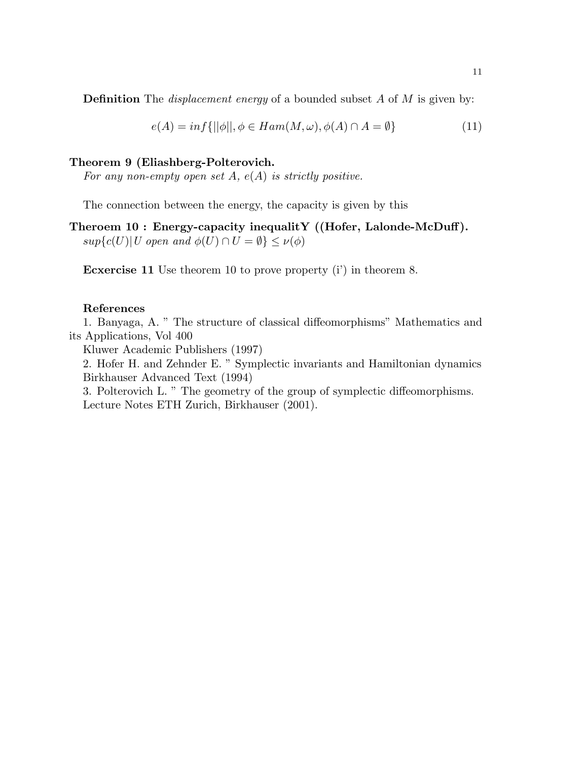**Definition** The *displacement energy* of a bounded subset $A$ of $M$ is given by:

$$e(A) = inf\{||\phi||, \phi \in Ham(M, \omega), \phi(A) \cap A = \emptyset\} \tag{11}$$

**Theorem 9 (Eliashberg-Polterovich.**
*For any non-empty open set $A$, $e(A)$ is strictly positive.*

The connection between the energy, the capacity is given by this

**Theroem 10 : Energy-capacity inequalitY ((Hofer, Lalonde-McDuff).**
$sup\{c(U) | U \text{ open and } \phi(U) \cap U = \emptyset\} \leq \nu(\phi)$

**Ecxercise 11** Use theorem 10 to prove property (i') in theorem 8.

**References**

1. Banyaga, A. " The structure of classical diffeomorphisms" Mathematics and its Applications, Vol 400
Kluwer Academic Publishers (1997)

2. Hofer H. and Zehnder E. " Symplectic invariants and Hamiltonian dynamics
Birkhauser Advanced Text (1994)

3. Polterovich L. " The geometry of the group of symplectic diffeomorphisms.
Lecture Notes ETH Zurich, Birkhauser (2001).